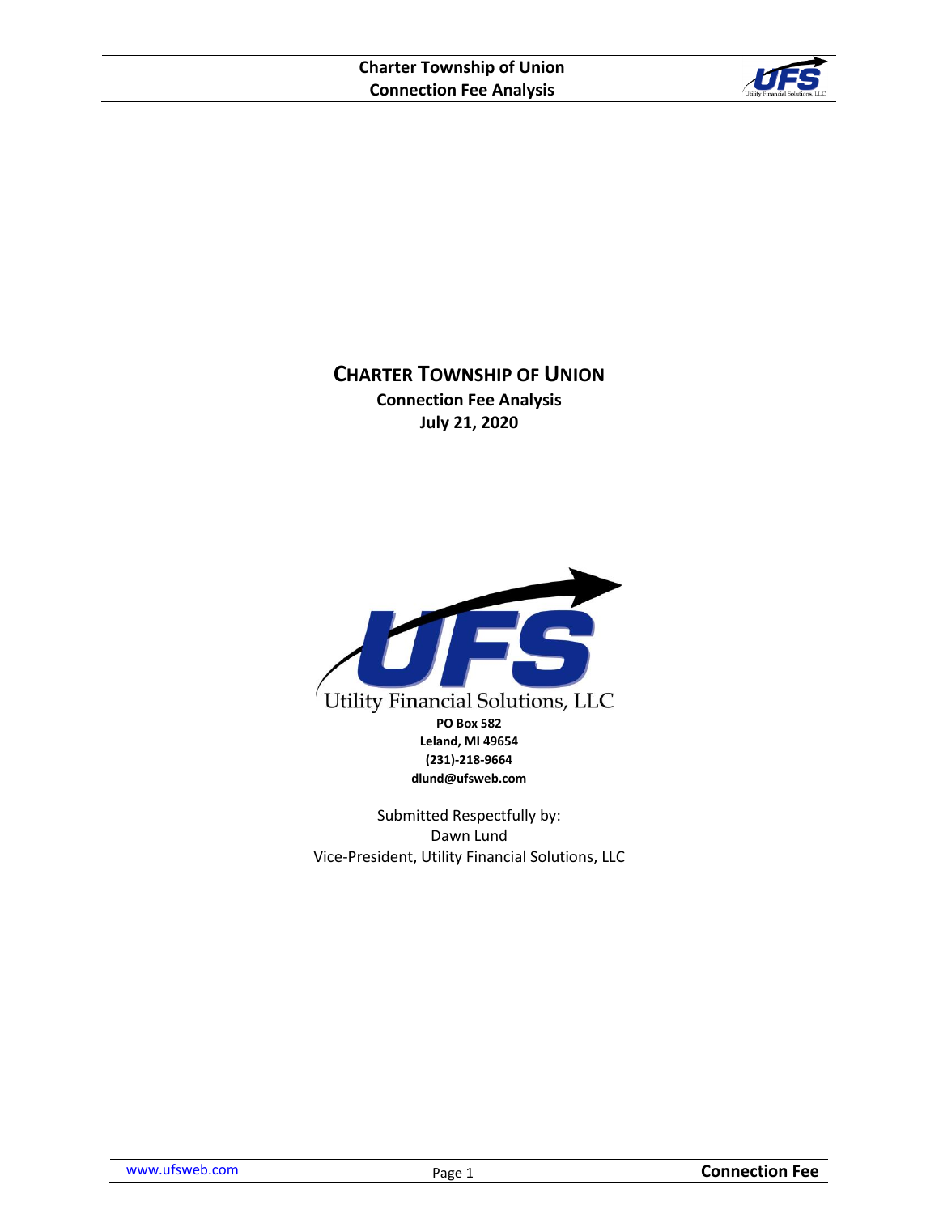# CHARTER TOWNSHIP OF UNION

**Connection Fee Analysis**

**July 21, 2020**

Utility Financial Solutions, LLC

**PO Box 582**
**Leland, MI 49654**
**(231)-218-9664**
**dlund@ufsweb.com**

Submitted Respectfully by:
Dawn Lund
Vice-President, Utility Financial Solutions, LLC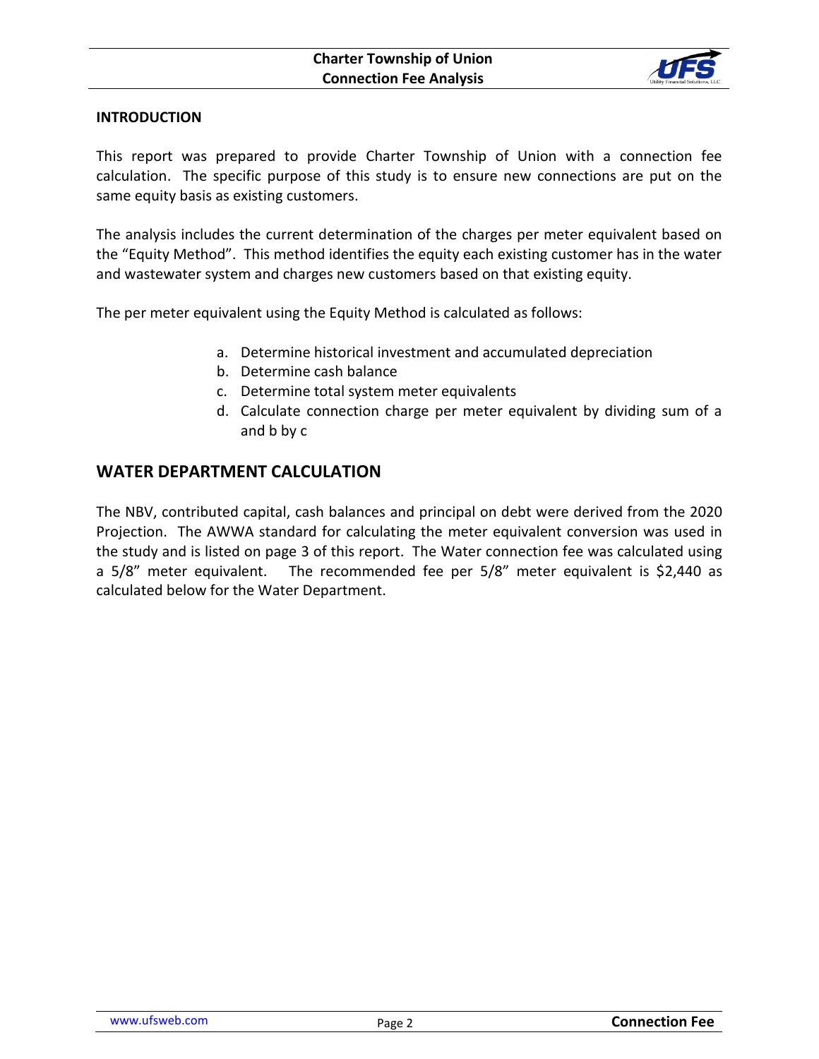## INTRODUCTION

This report was prepared to provide Charter Township of Union with a connection fee calculation. The specific purpose of this study is to ensure new connections are put on the same equity basis as existing customers.

The analysis includes the current determination of the charges per meter equivalent based on the "Equity Method". This method identifies the equity each existing customer has in the water and wastewater system and charges new customers based on that existing equity.

The per meter equivalent using the Equity Method is calculated as follows:

a. Determine historical investment and accumulated depreciation
b. Determine cash balance
c. Determine total system meter equivalents
d. Calculate connection charge per meter equivalent by dividing sum of a and b by c

## WATER DEPARTMENT CALCULATION

The NBV, contributed capital, cash balances and principal on debt were derived from the 2020 Projection. The AWWA standard for calculating the meter equivalent conversion was used in the study and is listed on page 3 of this report. The Water connection fee was calculated using a 5/8" meter equivalent. The recommended fee per 5/8" meter equivalent is $2,440 as calculated below for the Water Department.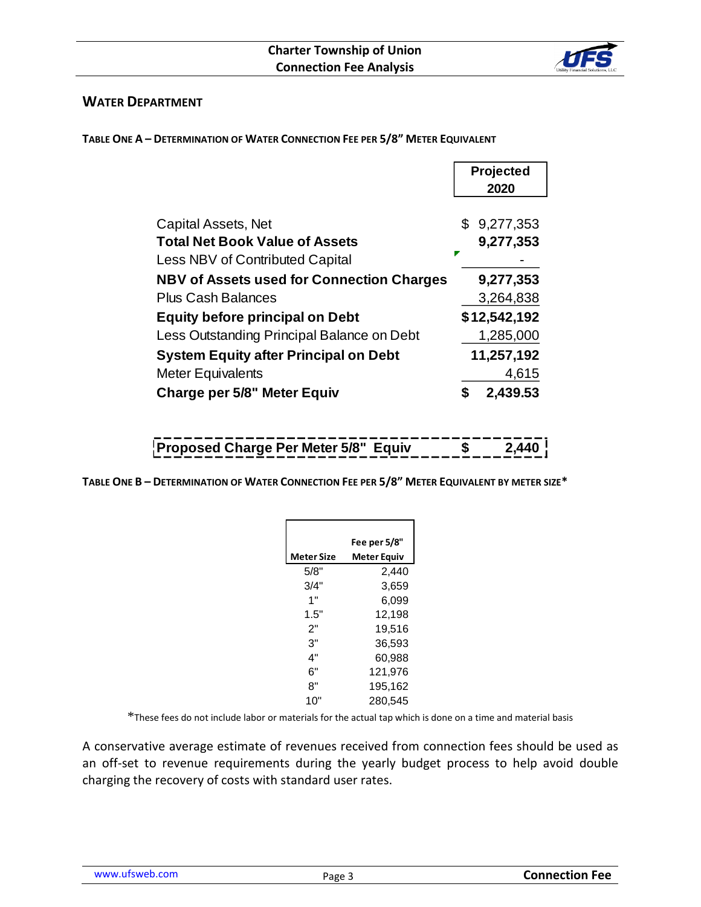## WATER DEPARTMENT

**TABLE ONE A – DETERMINATION OF WATER CONNECTION FEE PER 5/8" METER EQUIVALENT**

| | Projected 2020 |
|---|---|
| Capital Assets, Net | $ 9,277,353 |
| **Total Net Book Value of Assets** | **9,277,353** |
| Less NBV of Contributed Capital | - |
| **NBV of Assets used for Connection Charges** | **9,277,353** |
| Plus Cash Balances | 3,264,838 |
| **Equity before principal on Debt** | **$12,542,192** |
| Less Outstanding Principal Balance on Debt | 1,285,000 |
| **System Equity after Principal on Debt** | **11,257,192** |
| Meter Equivalents | 4,615 |
| **Charge per 5/8" Meter Equiv** | **$ 2,439.53** |

| | |
|---|---|
| **Proposed Charge Per Meter 5/8" Equiv** | **$ 2,440** |

**TABLE ONE B – DETERMINATION OF WATER CONNECTION FEE PER 5/8" METER EQUIVALENT BY METER SIZE***

| Meter Size | Fee per 5/8" Meter Equiv |
|---|---|
| 5/8" | 2,440 |
| 3/4" | 3,659 |
| 1" | 6,099 |
| 1.5" | 12,198 |
| 2" | 19,516 |
| 3" | 36,593 |
| 4" | 60,988 |
| 6" | 121,976 |
| 8" | 195,162 |
| 10" | 280,545 |

*These fees do not include labor or materials for the actual tap which is done on a time and material basis

A conservative average estimate of revenues received from connection fees should be used as an off-set to revenue requirements during the yearly budget process to help avoid double charging the recovery of costs with standard user rates.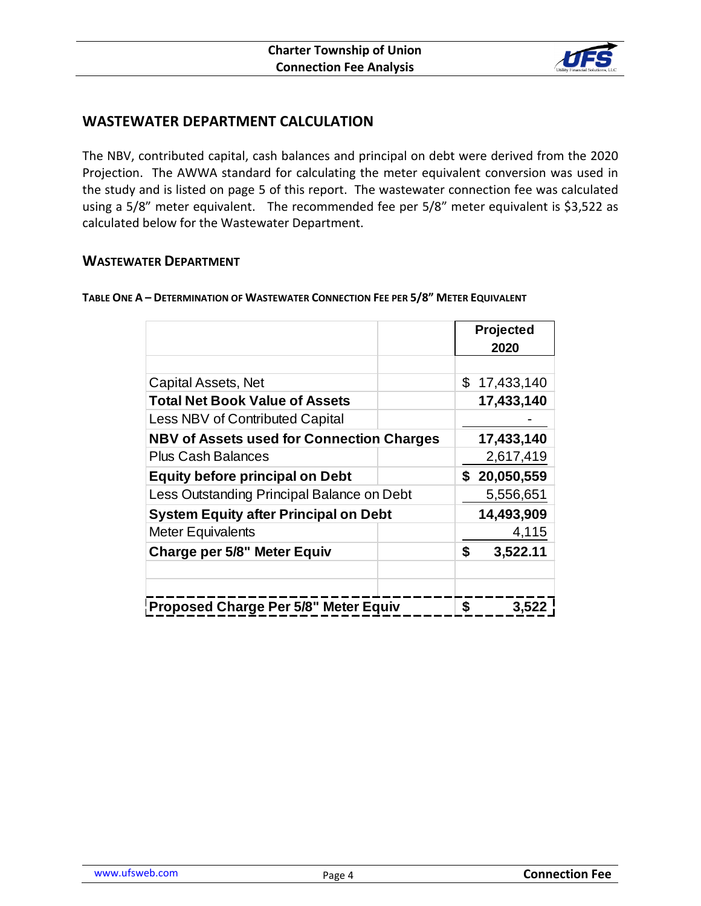## WASTEWATER DEPARTMENT CALCULATION

The NBV, contributed capital, cash balances and principal on debt were derived from the 2020 Projection. The AWWA standard for calculating the meter equivalent conversion was used in the study and is listed on page 5 of this report. The wastewater connection fee was calculated using a 5/8" meter equivalent. The recommended fee per 5/8" meter equivalent is $3,522 as calculated below for the Wastewater Department.

### WASTEWATER DEPARTMENT

**TABLE ONE A – DETERMINATION OF WASTEWATER CONNECTION FEE PER 5/8" METER EQUIVALENT**

| | Projected 2020 |
|---|---|
| Capital Assets, Net | $ 17,433,140 |
| **Total Net Book Value of Assets** | **17,433,140** |
| Less NBV of Contributed Capital | - |
| **NBV of Assets used for Connection Charges** | **17,433,140** |
| Plus Cash Balances | 2,617,419 |
| **Equity before principal on Debt** | **$ 20,050,559** |
| Less Outstanding Principal Balance on Debt | 5,556,651 |
| **System Equity after Principal on Debt** | **14,493,909** |
| Meter Equivalents | 4,115 |
| **Charge per 5/8" Meter Equiv** | **$ 3,522.11** |
| | |
| | |
| **Proposed Charge Per 5/8" Meter Equiv** | **$ 3,522** |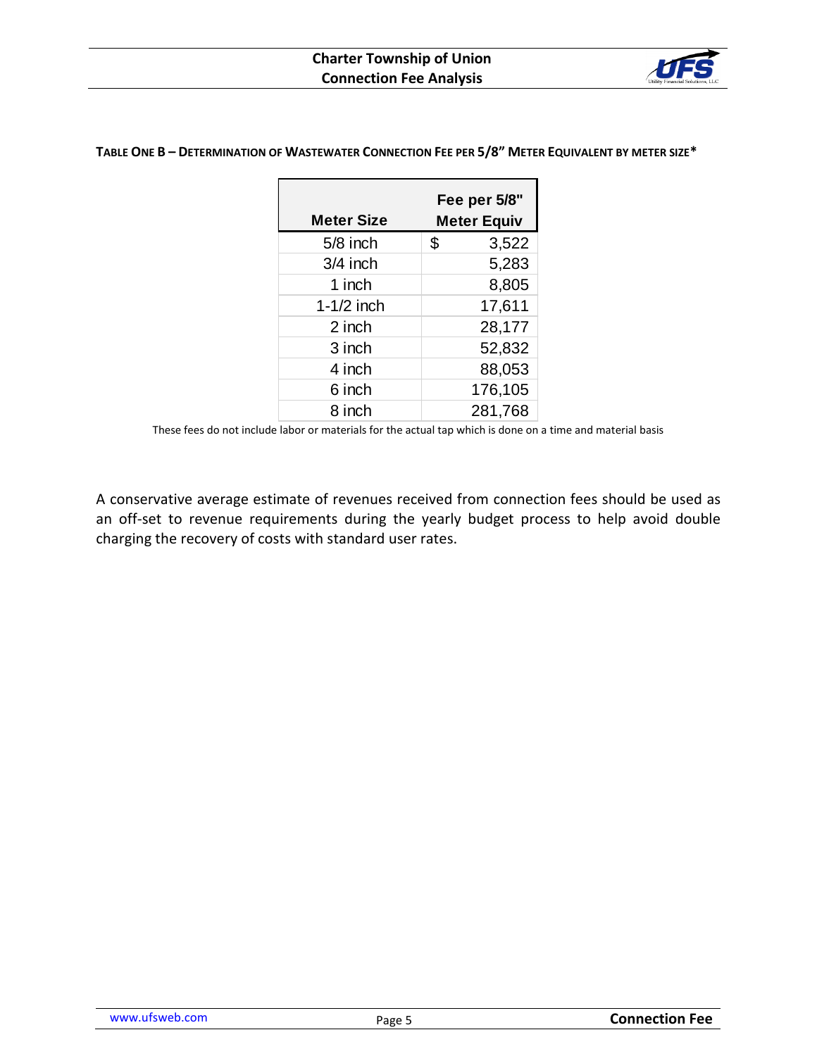**TABLE ONE B – DETERMINATION OF WASTEWATER CONNECTION FEE PER 5/8" METER EQUIVALENT BY METER SIZE***

| Meter Size | Fee per 5/8" Meter Equiv |
|---|---|
| 5/8 inch | $ 3,522 |
| 3/4 inch | 5,283 |
| 1 inch | 8,805 |
| 1-1/2 inch | 17,611 |
| 2 inch | 28,177 |
| 3 inch | 52,832 |
| 4 inch | 88,053 |
| 6 inch | 176,105 |
| 8 inch | 281,768 |

These fees do not include labor or materials for the actual tap which is done on a time and material basis

A conservative average estimate of revenues received from connection fees should be used as an off-set to revenue requirements during the yearly budget process to help avoid double charging the recovery of costs with standard user rates.